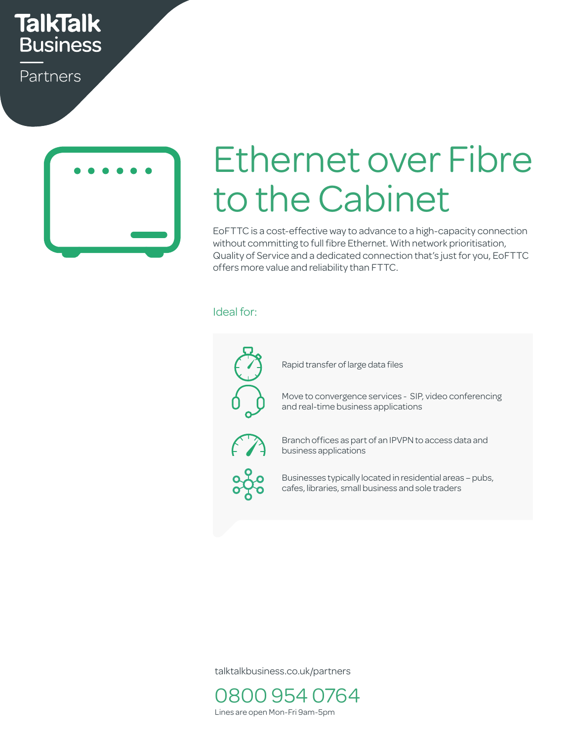TalkTalk Business

Partners

# Ethernet over Fibre to the Cabinet

EoFTTC is a cost-effective way to advance to a high-capacity connection without committing to full fibre Ethernet. With network prioritisation, Quality of Service and a dedicated connection that's just for you, EoFTTC offers more value and reliability than FTTC.

## Ideal for:

- Rapid transfer of large data files
- Move to convergence services - SIP, video conferencing and real-time business applications
- Branch offices as part of an IPVPN to access data and business applications
- Businesses typically located in residential areas – pubs, cafes, libraries, small business and sole traders

talktalkbusiness.co.uk/partners

0800 954 0764

Lines are open Mon-Fri 9am-5pm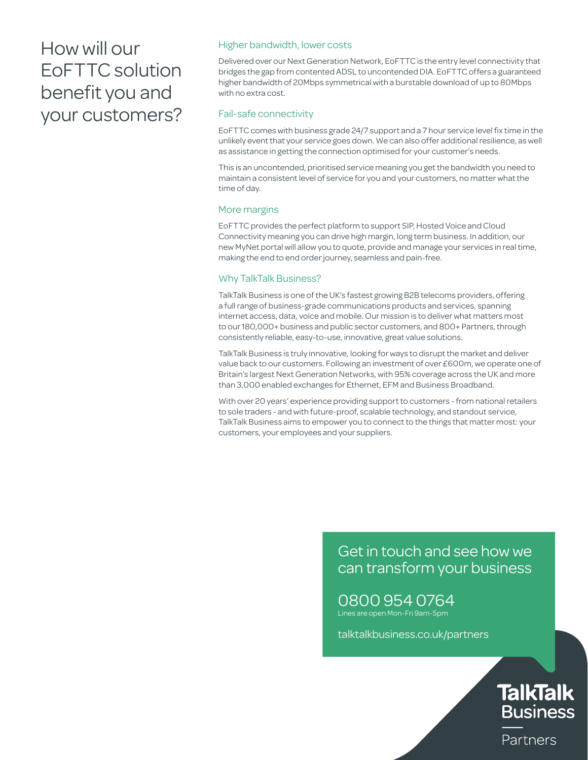# How will our EoFTTC solution benefit you and your customers?

## Higher bandwidth, lower costs

Delivered over our Next Generation Network, EoFTTC is the entry level connectivity that bridges the gap from contented ADSL to uncontended DIA. EoFTTC offers a guaranteed higher bandwidth of 20Mbps symmetrical with a burstable download of up to 80Mbps with no extra cost.

## Fail-safe connectivity

EoFTTC comes with business grade 24/7 support and a 7 hour service level fix time in the unlikely event that your service goes down. We can also offer additional resilience, as well as assistance in getting the connection optimised for your customer's needs.

This is an uncontended, prioritised service meaning you get the bandwidth you need to maintain a consistent level of service for you and your customers, no matter what the time of day.

## More margins

EoFTTC provides the perfect platform to support SIP, Hosted Voice and Cloud Connectivity meaning you can drive high margin, long term business. In addition, our new MyNet portal will allow you to quote, provide and manage your services in real time, making the end to end order journey, seamless and pain-free.

## Why TalkTalk Business?

TalkTalk Business is one of the UK's fastest growing B2B telecoms providers, offering a full range of business-grade communications products and services, spanning internet access, data, voice and mobile. Our mission is to deliver what matters most to our 180,000+ business and public sector customers, and 800+ Partners, through consistently reliable, easy-to-use, innovative, great value solutions.

TalkTalk Business is truly innovative, looking for ways to disrupt the market and deliver value back to our customers. Following an investment of over £600m, we operate one of Britain's largest Next Generation Networks, with 95% coverage across the UK and more than 3,000 enabled exchanges for Ethernet, EFM and Business Broadband.

With over 20 years' experience providing support to customers - from national retailers to sole traders - and with future-proof, scalable technology, and standout service, TalkTalk Business aims to empower you to connect to the things that matter most: your customers, your employees and your suppliers.

Get in touch and see how we can transform your business

0800 954 0764
Lines are open Mon-Fri 9am-5pm

talktalkbusiness.co.uk/partners

TalkTalk Business
Partners